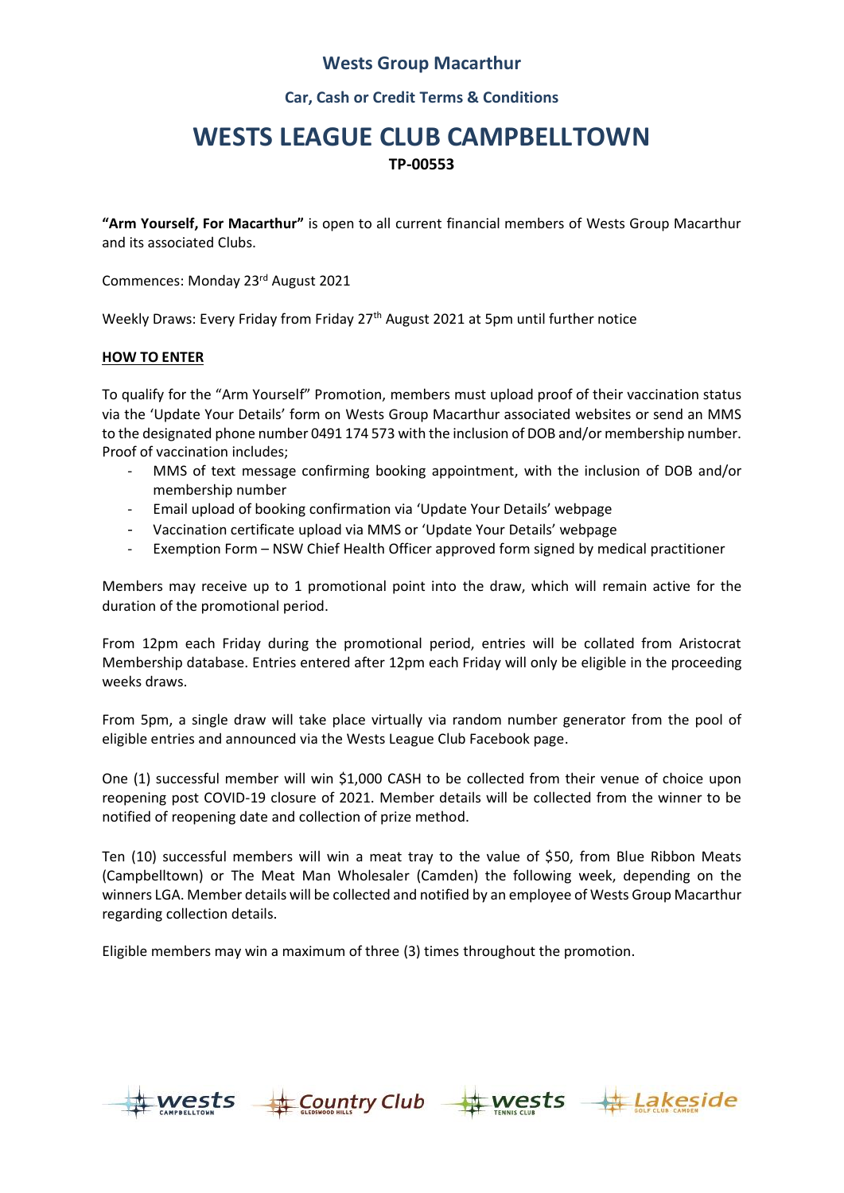## Wests Group Macarthur

### Car, Cash or Credit Terms & Conditions

# WESTS LEAGUE CLUB CAMPBELLTOWN

**TP-00553**

**"Arm Yourself, For Macarthur"** is open to all current financial members of Wests Group Macarthur and its associated Clubs.

Commences: Monday 23rd August 2021

Weekly Draws: Every Friday from Friday 27th August 2021 at 5pm until further notice

**HOW TO ENTER**

To qualify for the "Arm Yourself" Promotion, members must upload proof of their vaccination status via the 'Update Your Details' form on Wests Group Macarthur associated websites or send an MMS to the designated phone number 0491 174 573 with the inclusion of DOB and/or membership number. Proof of vaccination includes;

- MMS of text message confirming booking appointment, with the inclusion of DOB and/or membership number
- Email upload of booking confirmation via 'Update Your Details' webpage
- Vaccination certificate upload via MMS or 'Update Your Details' webpage
- Exemption Form – NSW Chief Health Officer approved form signed by medical practitioner

Members may receive up to 1 promotional point into the draw, which will remain active for the duration of the promotional period.

From 12pm each Friday during the promotional period, entries will be collated from Aristocrat Membership database. Entries entered after 12pm each Friday will only be eligible in the proceeding weeks draws.

From 5pm, a single draw will take place virtually via random number generator from the pool of eligible entries and announced via the Wests League Club Facebook page.

One (1) successful member will win $1,000 CASH to be collected from their venue of choice upon reopening post COVID-19 closure of 2021. Member details will be collected from the winner to be notified of reopening date and collection of prize method.

Ten (10) successful members will win a meat tray to the value of $50, from Blue Ribbon Meats (Campbelltown) or The Meat Man Wholesaler (Camden) the following week, depending on the winners LGA. Member details will be collected and notified by an employee of Wests Group Macarthur regarding collection details.

Eligible members may win a maximum of three (3) times throughout the promotion.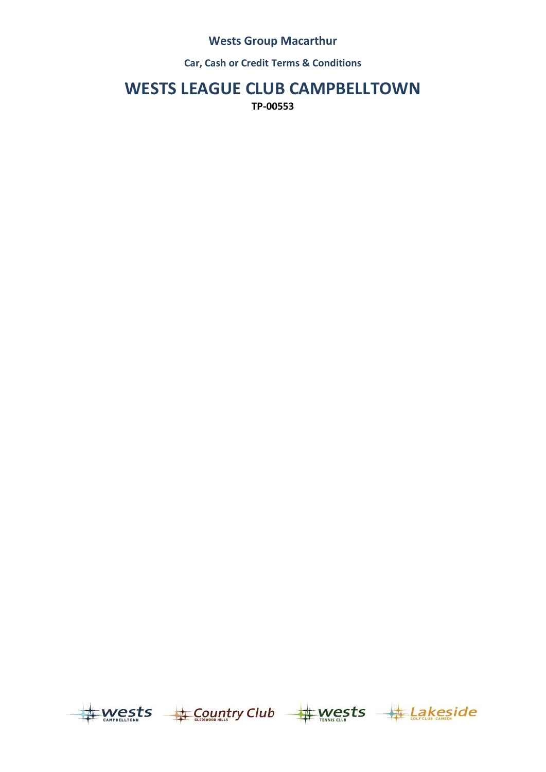**Wests Group Macarthur**

**Car, Cash or Credit Terms & Conditions**

# WESTS LEAGUE CLUB CAMPBELLTOWN

**TP-00553**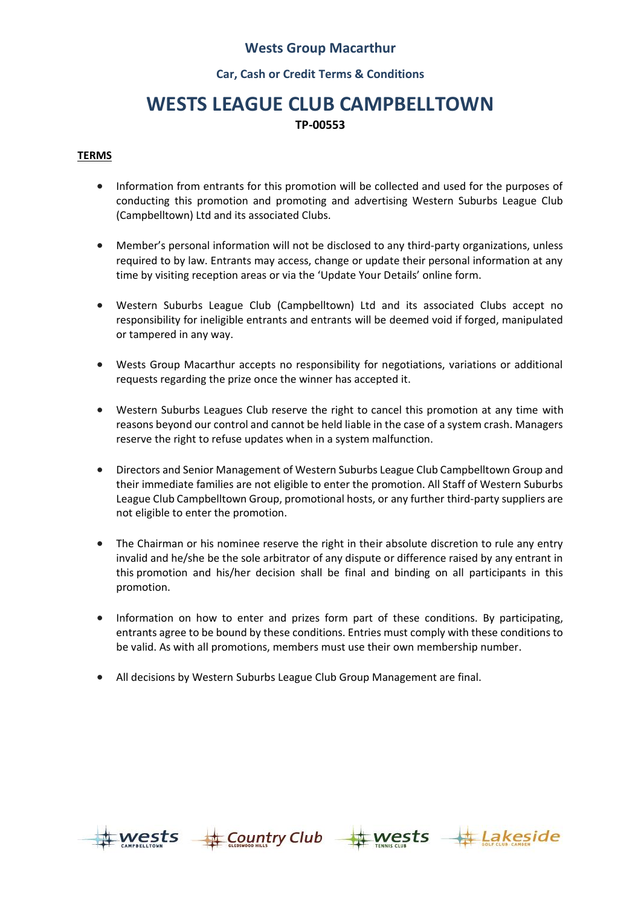# Wests Group Macarthur

## Car, Cash or Credit Terms & Conditions

# WESTS LEAGUE CLUB CAMPBELLTOWN

**TP-00553**

**TERMS**

- Information from entrants for this promotion will be collected and used for the purposes of conducting this promotion and promoting and advertising Western Suburbs League Club (Campbelltown) Ltd and its associated Clubs.

- Member's personal information will not be disclosed to any third-party organizations, unless required to by law. Entrants may access, change or update their personal information at any time by visiting reception areas or via the 'Update Your Details' online form.

- Western Suburbs League Club (Campbelltown) Ltd and its associated Clubs accept no responsibility for ineligible entrants and entrants will be deemed void if forged, manipulated or tampered in any way.

- Wests Group Macarthur accepts no responsibility for negotiations, variations or additional requests regarding the prize once the winner has accepted it.

- Western Suburbs Leagues Club reserve the right to cancel this promotion at any time with reasons beyond our control and cannot be held liable in the case of a system crash. Managers reserve the right to refuse updates when in a system malfunction.

- Directors and Senior Management of Western Suburbs League Club Campbelltown Group and their immediate families are not eligible to enter the promotion. All Staff of Western Suburbs League Club Campbelltown Group, promotional hosts, or any further third-party suppliers are not eligible to enter the promotion.

- The Chairman or his nominee reserve the right in their absolute discretion to rule any entry invalid and he/she be the sole arbitrator of any dispute or difference raised by any entrant in this promotion and his/her decision shall be final and binding on all participants in this promotion.

- Information on how to enter and prizes form part of these conditions. By participating, entrants agree to be bound by these conditions. Entries must comply with these conditions to be valid. As with all promotions, members must use their own membership number.

- All decisions by Western Suburbs League Club Group Management are final.